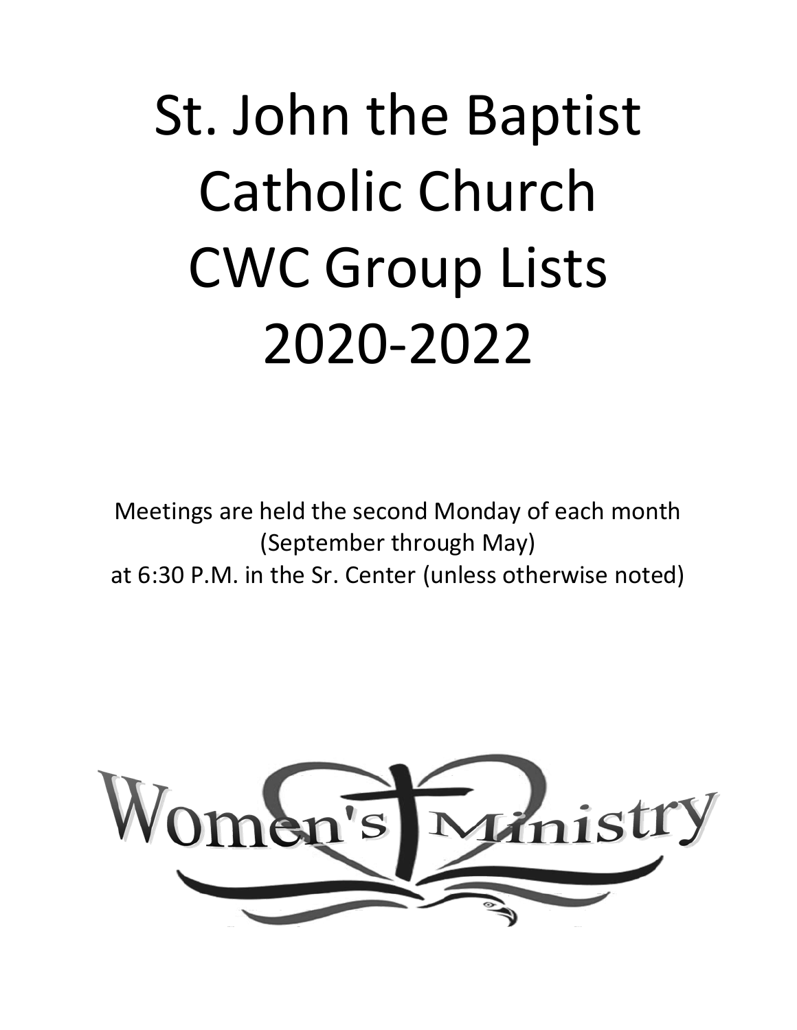# St. John the Baptist Catholic Church CWC Group Lists 2020-2022

Meetings are held the second Monday of each month
(September through May)
at 6:30 P.M. in the Sr. Center (unless otherwise noted)

Women's Ministry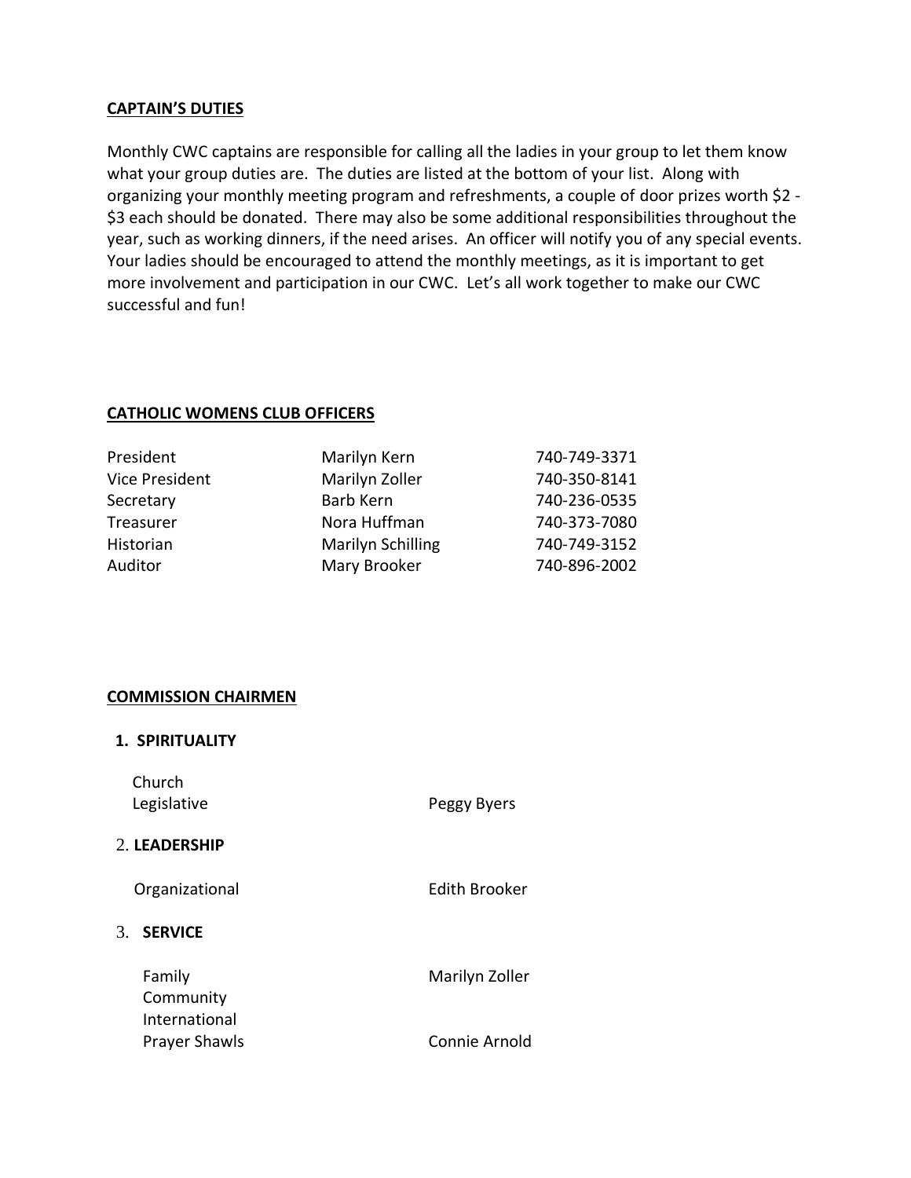## CAPTAIN'S DUTIES

Monthly CWC captains are responsible for calling all the ladies in your group to let them know what your group duties are. The duties are listed at the bottom of your list. Along with organizing your monthly meeting program and refreshments, a couple of door prizes worth $2 - $3 each should be donated. There may also be some additional responsibilities throughout the year, such as working dinners, if the need arises. An officer will notify you of any special events. Your ladies should be encouraged to attend the monthly meetings, as it is important to get more involvement and participation in our CWC. Let's all work together to make our CWC successful and fun!

## CATHOLIC WOMENS CLUB OFFICERS

| | | |
|---|---|---|
| President | Marilyn Kern | 740-749-3371 |
| Vice President | Marilyn Zoller | 740-350-8141 |
| Secretary | Barb Kern | 740-236-0535 |
| Treasurer | Nora Huffman | 740-373-7080 |
| Historian | Marilyn Schilling | 740-749-3152 |
| Auditor | Mary Brooker | 740-896-2002 |

## COMMISSION CHAIRMEN

**1. SPIRITUALITY**

| | |
|---|---|
| Church | |
| Legislative | Peggy Byers |

**2. LEADERSHIP**

| | |
|---|---|
| Organizational | Edith Brooker |

**3. SERVICE**

| | |
|---|---|
| Family | Marilyn Zoller |
| Community | |
| International | |
| Prayer Shawls | Connie Arnold |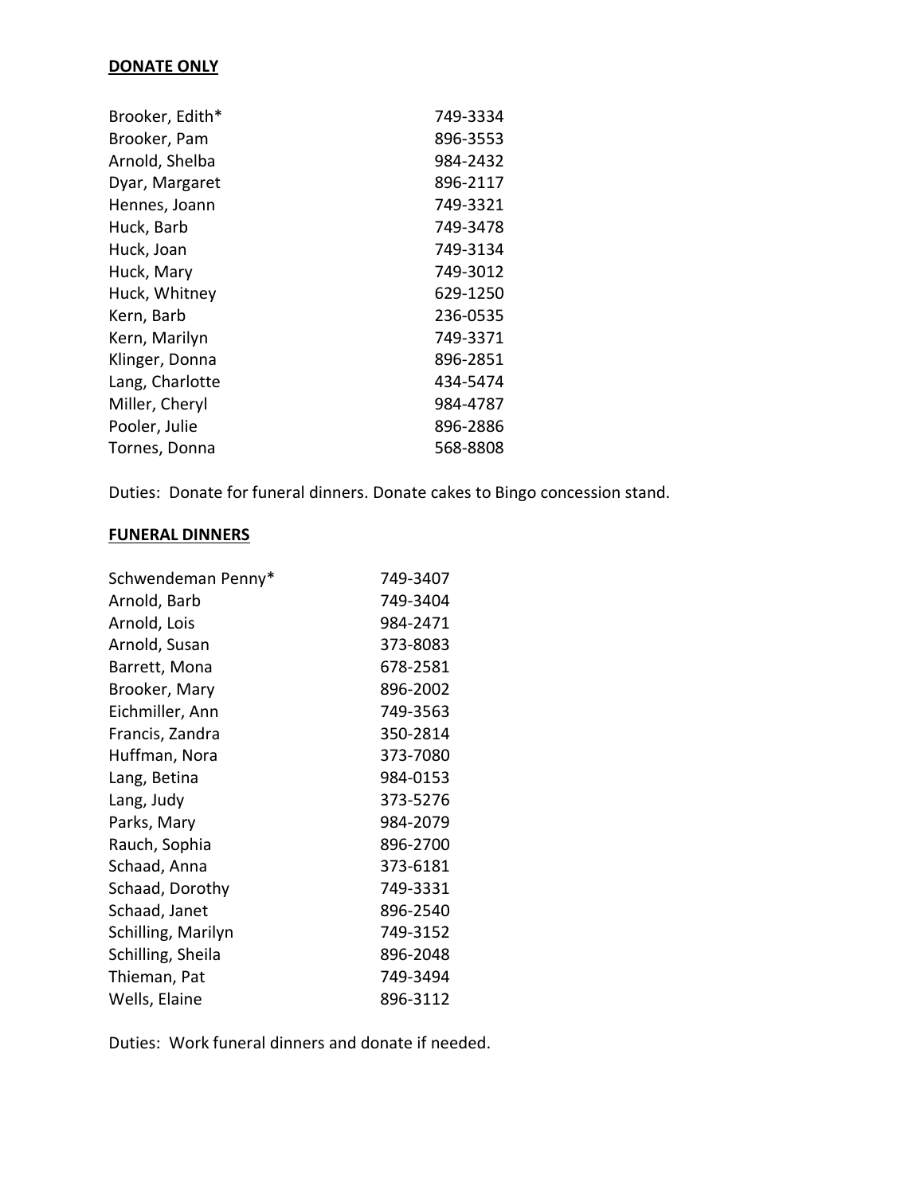**DONATE ONLY**

| | |
|---|---|
| Brooker, Edith* | 749-3334 |
| Brooker, Pam | 896-3553 |
| Arnold, Shelba | 984-2432 |
| Dyar, Margaret | 896-2117 |
| Hennes, Joann | 749-3321 |
| Huck, Barb | 749-3478 |
| Huck, Joan | 749-3134 |
| Huck, Mary | 749-3012 |
| Huck, Whitney | 629-1250 |
| Kern, Barb | 236-0535 |
| Kern, Marilyn | 749-3371 |
| Klinger, Donna | 896-2851 |
| Lang, Charlotte | 434-5474 |
| Miller, Cheryl | 984-4787 |
| Pooler, Julie | 896-2886 |
| Tornes, Donna | 568-8808 |

Duties: Donate for funeral dinners. Donate cakes to Bingo concession stand.

**FUNERAL DINNERS**

| | |
|---|---|
| Schwendeman Penny* | 749-3407 |
| Arnold, Barb | 749-3404 |
| Arnold, Lois | 984-2471 |
| Arnold, Susan | 373-8083 |
| Barrett, Mona | 678-2581 |
| Brooker, Mary | 896-2002 |
| Eichmiller, Ann | 749-3563 |
| Francis, Zandra | 350-2814 |
| Huffman, Nora | 373-7080 |
| Lang, Betina | 984-0153 |
| Lang, Judy | 373-5276 |
| Parks, Mary | 984-2079 |
| Rauch, Sophia | 896-2700 |
| Schaad, Anna | 373-6181 |
| Schaad, Dorothy | 749-3331 |
| Schaad, Janet | 896-2540 |
| Schilling, Marilyn | 749-3152 |
| Schilling, Sheila | 896-2048 |
| Thieman, Pat | 749-3494 |
| Wells, Elaine | 896-3112 |

Duties: Work funeral dinners and donate if needed.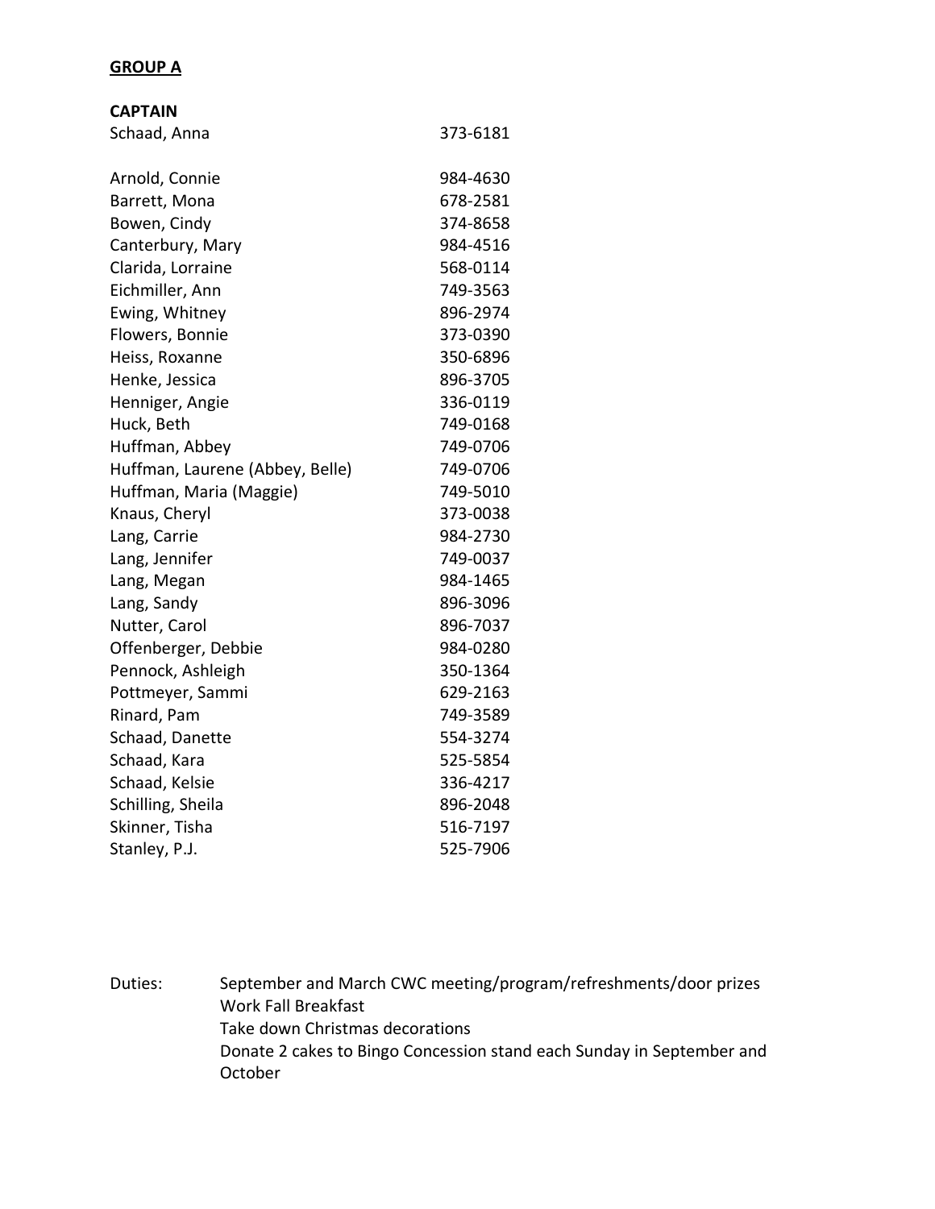## GROUP A

**CAPTAIN**

| | |
|---|---|
| Schaad, Anna | 373-6181 |
| | |
| Arnold, Connie | 984-4630 |
| Barrett, Mona | 678-2581 |
| Bowen, Cindy | 374-8658 |
| Canterbury, Mary | 984-4516 |
| Clarida, Lorraine | 568-0114 |
| Eichmiller, Ann | 749-3563 |
| Ewing, Whitney | 896-2974 |
| Flowers, Bonnie | 373-0390 |
| Heiss, Roxanne | 350-6896 |
| Henke, Jessica | 896-3705 |
| Henniger, Angie | 336-0119 |
| Huck, Beth | 749-0168 |
| Huffman, Abbey | 749-0706 |
| Huffman, Laurene (Abbey, Belle) | 749-0706 |
| Huffman, Maria (Maggie) | 749-5010 |
| Knaus, Cheryl | 373-0038 |
| Lang, Carrie | 984-2730 |
| Lang, Jennifer | 749-0037 |
| Lang, Megan | 984-1465 |
| Lang, Sandy | 896-3096 |
| Nutter, Carol | 896-7037 |
| Offenberger, Debbie | 984-0280 |
| Pennock, Ashleigh | 350-1364 |
| Pottmeyer, Sammi | 629-2163 |
| Rinard, Pam | 749-3589 |
| Schaad, Danette | 554-3274 |
| Schaad, Kara | 525-5854 |
| Schaad, Kelsie | 336-4217 |
| Schilling, Sheila | 896-2048 |
| Skinner, Tisha | 516-7197 |
| Stanley, P.J. | 525-7906 |

Duties:
- September and March CWC meeting/program/refreshments/door prizes
- Work Fall Breakfast
- Take down Christmas decorations
- Donate 2 cakes to Bingo Concession stand each Sunday in September and October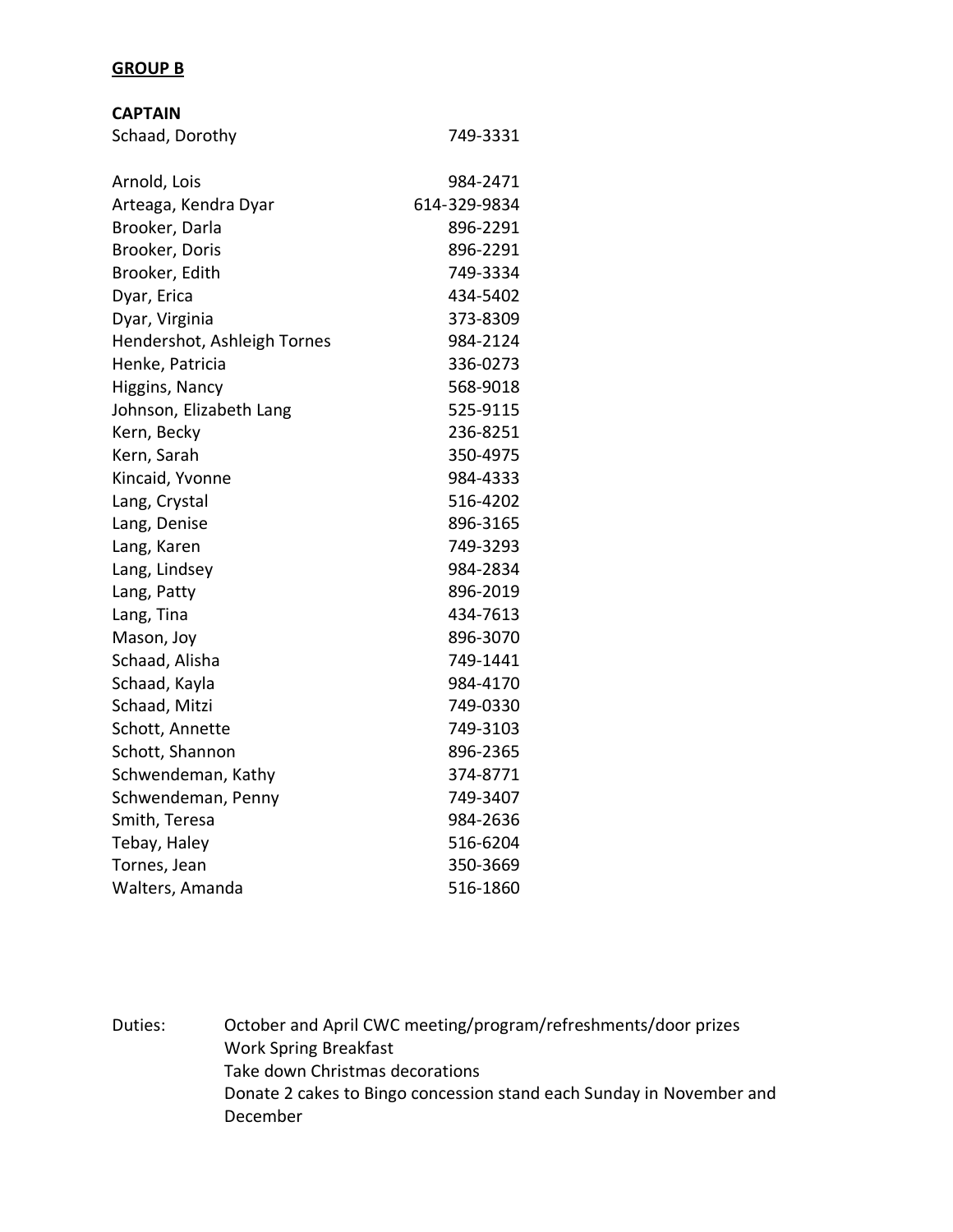**GROUP B**

**CAPTAIN**

| | |
|---|---|
| Schaad, Dorothy | 749-3331 |
| | |
| Arnold, Lois | 984-2471 |
| Arteaga, Kendra Dyar | 614-329-9834 |
| Brooker, Darla | 896-2291 |
| Brooker, Doris | 896-2291 |
| Brooker, Edith | 749-3334 |
| Dyar, Erica | 434-5402 |
| Dyar, Virginia | 373-8309 |
| Hendershot, Ashleigh Tornes | 984-2124 |
| Henke, Patricia | 336-0273 |
| Higgins, Nancy | 568-9018 |
| Johnson, Elizabeth Lang | 525-9115 |
| Kern, Becky | 236-8251 |
| Kern, Sarah | 350-4975 |
| Kincaid, Yvonne | 984-4333 |
| Lang, Crystal | 516-4202 |
| Lang, Denise | 896-3165 |
| Lang, Karen | 749-3293 |
| Lang, Lindsey | 984-2834 |
| Lang, Patty | 896-2019 |
| Lang, Tina | 434-7613 |
| Mason, Joy | 896-3070 |
| Schaad, Alisha | 749-1441 |
| Schaad, Kayla | 984-4170 |
| Schaad, Mitzi | 749-0330 |
| Schott, Annette | 749-3103 |
| Schott, Shannon | 896-2365 |
| Schwendeman, Kathy | 374-8771 |
| Schwendeman, Penny | 749-3407 |
| Smith, Teresa | 984-2636 |
| Tebay, Haley | 516-6204 |
| Tornes, Jean | 350-3669 |
| Walters, Amanda | 516-1860 |

Duties:
- October and April CWC meeting/program/refreshments/door prizes
- Work Spring Breakfast
- Take down Christmas decorations
- Donate 2 cakes to Bingo concession stand each Sunday in November and December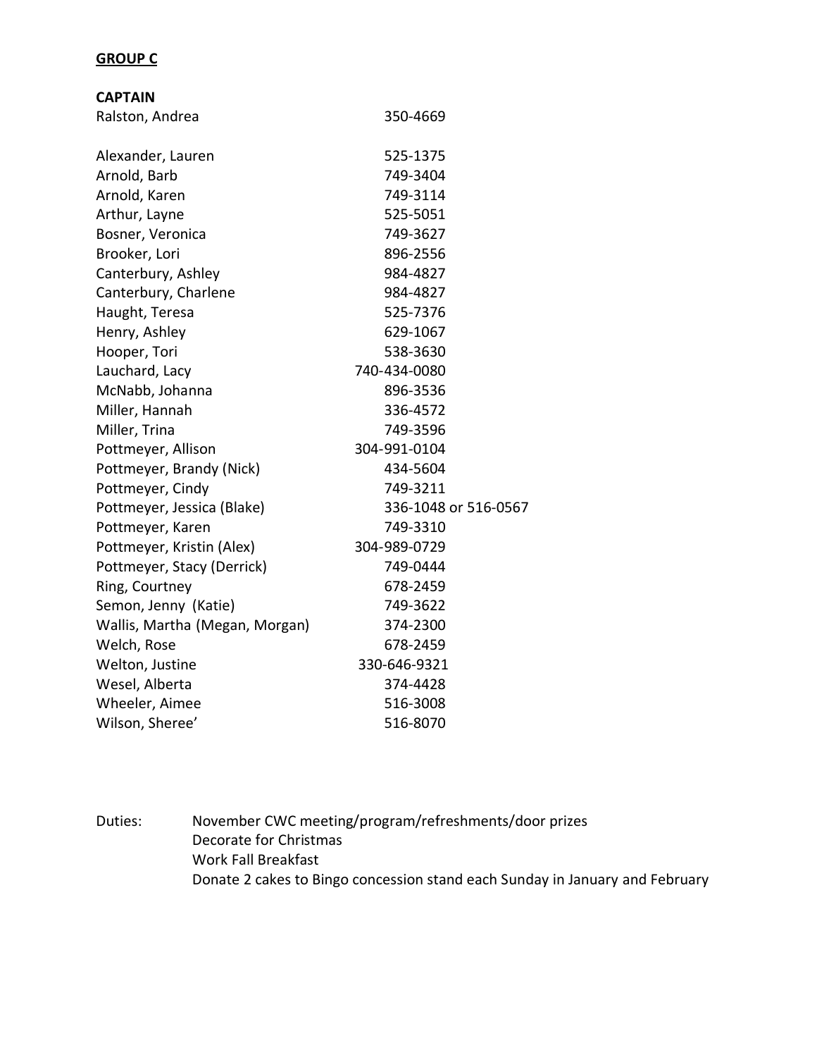**GROUP C**

**CAPTAIN**

| | |
|---|---|
| Ralston, Andrea | 350-4669 |
| | |
| Alexander, Lauren | 525-1375 |
| Arnold, Barb | 749-3404 |
| Arnold, Karen | 749-3114 |
| Arthur, Layne | 525-5051 |
| Bosner, Veronica | 749-3627 |
| Brooker, Lori | 896-2556 |
| Canterbury, Ashley | 984-4827 |
| Canterbury, Charlene | 984-4827 |
| Haught, Teresa | 525-7376 |
| Henry, Ashley | 629-1067 |
| Hooper, Tori | 538-3630 |
| Lauchard, Lacy | 740-434-0080 |
| McNabb, Johanna | 896-3536 |
| Miller, Hannah | 336-4572 |
| Miller, Trina | 749-3596 |
| Pottmeyer, Allison | 304-991-0104 |
| Pottmeyer, Brandy (Nick) | 434-5604 |
| Pottmeyer, Cindy | 749-3211 |
| Pottmeyer, Jessica (Blake) | 336-1048 or 516-0567 |
| Pottmeyer, Karen | 749-3310 |
| Pottmeyer, Kristin (Alex) | 304-989-0729 |
| Pottmeyer, Stacy (Derrick) | 749-0444 |
| Ring, Courtney | 678-2459 |
| Semon, Jenny (Katie) | 749-3622 |
| Wallis, Martha (Megan, Morgan) | 374-2300 |
| Welch, Rose | 678-2459 |
| Welton, Justine | 330-646-9321 |
| Wesel, Alberta | 374-4428 |
| Wheeler, Aimee | 516-3008 |
| Wilson, Sheree' | 516-8070 |

Duties: November CWC meeting/program/refreshments/door prizes
Decorate for Christmas
Work Fall Breakfast
Donate 2 cakes to Bingo concession stand each Sunday in January and February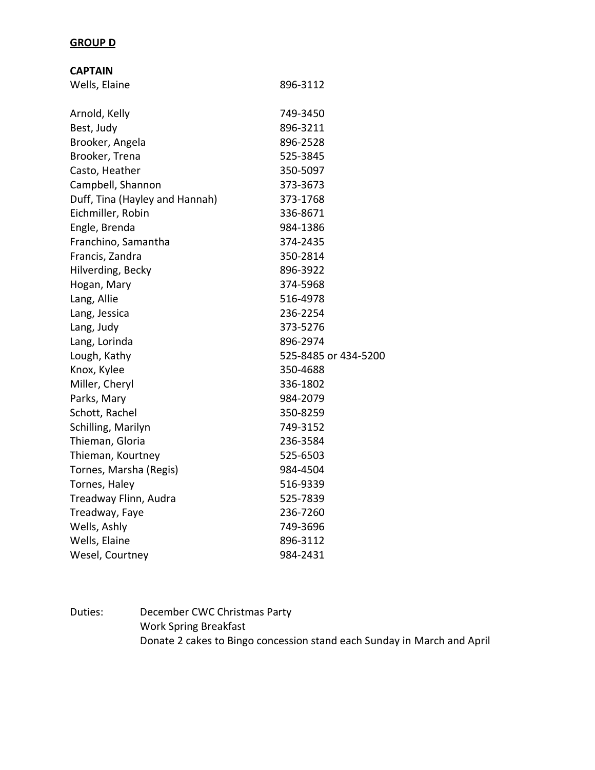**GROUP D**

**CAPTAIN**

| | |
|---|---|
| Wells, Elaine | 896-3112 |
| | |
| Arnold, Kelly | 749-3450 |
| Best, Judy | 896-3211 |
| Brooker, Angela | 896-2528 |
| Brooker, Trena | 525-3845 |
| Casto, Heather | 350-5097 |
| Campbell, Shannon | 373-3673 |
| Duff, Tina (Hayley and Hannah) | 373-1768 |
| Eichmiller, Robin | 336-8671 |
| Engle, Brenda | 984-1386 |
| Franchino, Samantha | 374-2435 |
| Francis, Zandra | 350-2814 |
| Hilverding, Becky | 896-3922 |
| Hogan, Mary | 374-5968 |
| Lang, Allie | 516-4978 |
| Lang, Jessica | 236-2254 |
| Lang, Judy | 373-5276 |
| Lang, Lorinda | 896-2974 |
| Lough, Kathy | 525-8485 or 434-5200 |
| Knox, Kylee | 350-4688 |
| Miller, Cheryl | 336-1802 |
| Parks, Mary | 984-2079 |
| Schott, Rachel | 350-8259 |
| Schilling, Marilyn | 749-3152 |
| Thieman, Gloria | 236-3584 |
| Thieman, Kourtney | 525-6503 |
| Tornes, Marsha (Regis) | 984-4504 |
| Tornes, Haley | 516-9339 |
| Treadway Flinn, Audra | 525-7839 |
| Treadway, Faye | 236-7260 |
| Wells, Ashly | 749-3696 |
| Wells, Elaine | 896-3112 |
| Wesel, Courtney | 984-2431 |

Duties: December CWC Christmas Party
Work Spring Breakfast
Donate 2 cakes to Bingo concession stand each Sunday in March and April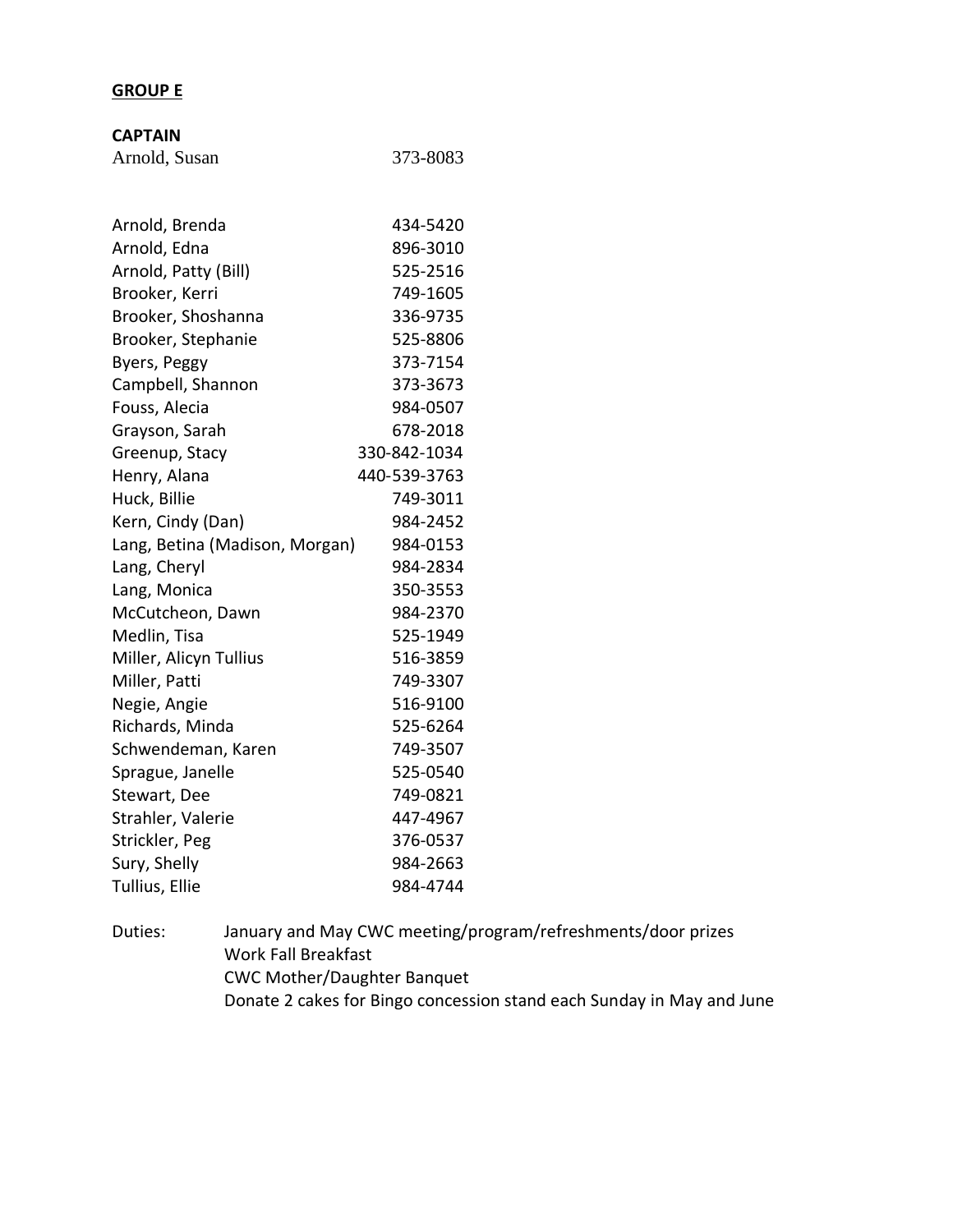**GROUP E**

**CAPTAIN**

| | |
|---|---|
| Arnold, Susan | 373-8083 |

| | |
|---|---|
| Arnold, Brenda | 434-5420 |
| Arnold, Edna | 896-3010 |
| Arnold, Patty (Bill) | 525-2516 |
| Brooker, Kerri | 749-1605 |
| Brooker, Shoshanna | 336-9735 |
| Brooker, Stephanie | 525-8806 |
| Byers, Peggy | 373-7154 |
| Campbell, Shannon | 373-3673 |
| Fouss, Alecia | 984-0507 |
| Grayson, Sarah | 678-2018 |
| Greenup, Stacy | 330-842-1034 |
| Henry, Alana | 440-539-3763 |
| Huck, Billie | 749-3011 |
| Kern, Cindy (Dan) | 984-2452 |
| Lang, Betina (Madison, Morgan) | 984-0153 |
| Lang, Cheryl | 984-2834 |
| Lang, Monica | 350-3553 |
| McCutcheon, Dawn | 984-2370 |
| Medlin, Tisa | 525-1949 |
| Miller, Alicyn Tullius | 516-3859 |
| Miller, Patti | 749-3307 |
| Negie, Angie | 516-9100 |
| Richards, Minda | 525-6264 |
| Schwendeman, Karen | 749-3507 |
| Sprague, Janelle | 525-0540 |
| Stewart, Dee | 749-0821 |
| Strahler, Valerie | 447-4967 |
| Strickler, Peg | 376-0537 |
| Sury, Shelly | 984-2663 |
| Tullius, Ellie | 984-4744 |

Duties:
- January and May CWC meeting/program/refreshments/door prizes
- Work Fall Breakfast
- CWC Mother/Daughter Banquet
- Donate 2 cakes for Bingo concession stand each Sunday in May and June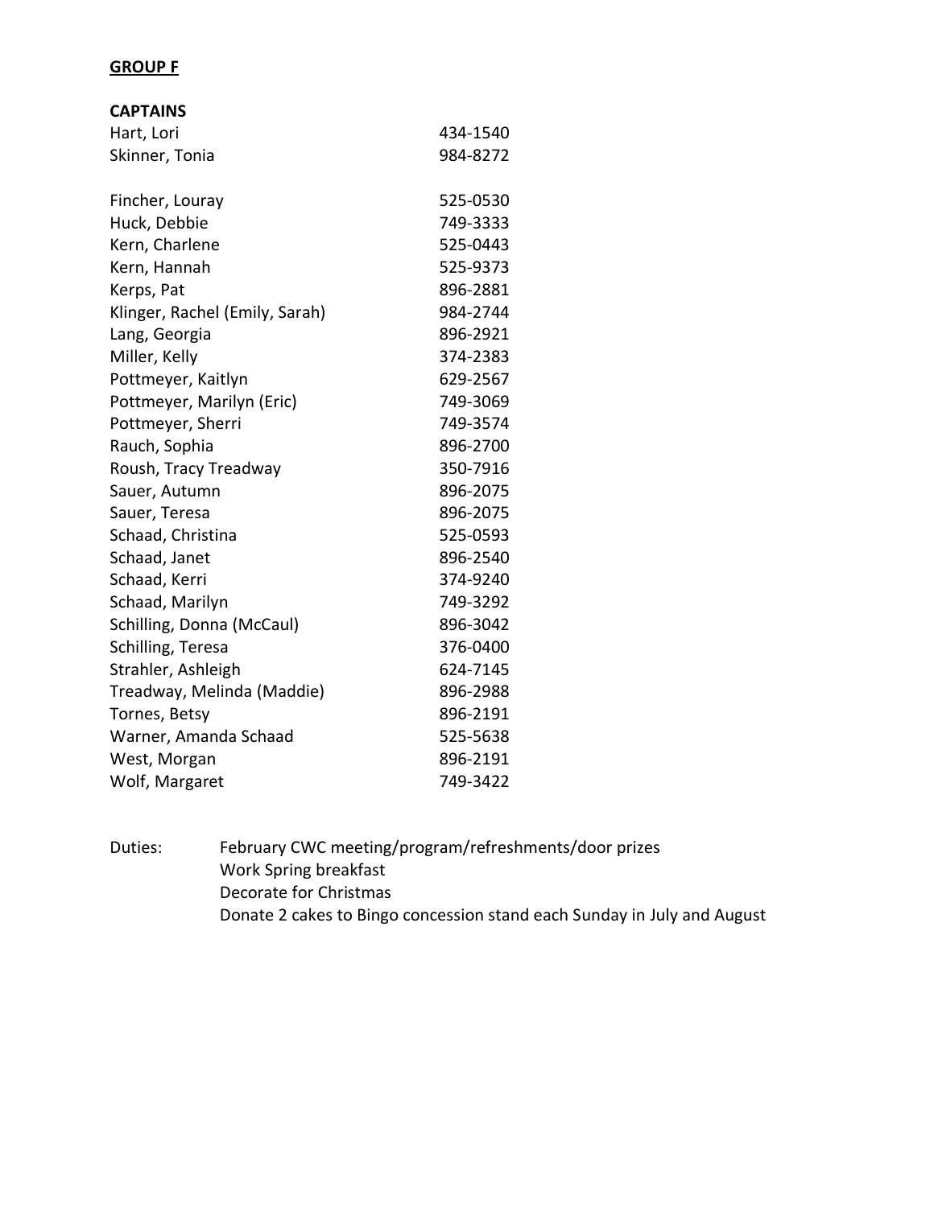**GROUP F**

**CAPTAINS**

| | |
|---|---|
| Hart, Lori | 434-1540 |
| Skinner, Tonia | 984-8272 |
| | |
| Fincher, Louray | 525-0530 |
| Huck, Debbie | 749-3333 |
| Kern, Charlene | 525-0443 |
| Kern, Hannah | 525-9373 |
| Kerps, Pat | 896-2881 |
| Klinger, Rachel (Emily, Sarah) | 984-2744 |
| Lang, Georgia | 896-2921 |
| Miller, Kelly | 374-2383 |
| Pottmeyer, Kaitlyn | 629-2567 |
| Pottmeyer, Marilyn (Eric) | 749-3069 |
| Pottmeyer, Sherri | 749-3574 |
| Rauch, Sophia | 896-2700 |
| Roush, Tracy Treadway | 350-7916 |
| Sauer, Autumn | 896-2075 |
| Sauer, Teresa | 896-2075 |
| Schaad, Christina | 525-0593 |
| Schaad, Janet | 896-2540 |
| Schaad, Kerri | 374-9240 |
| Schaad, Marilyn | 749-3292 |
| Schilling, Donna (McCaul) | 896-3042 |
| Schilling, Teresa | 376-0400 |
| Strahler, Ashleigh | 624-7145 |
| Treadway, Melinda (Maddie) | 896-2988 |
| Tornes, Betsy | 896-2191 |
| Warner, Amanda Schaad | 525-5638 |
| West, Morgan | 896-2191 |
| Wolf, Margaret | 749-3422 |

Duties:
- February CWC meeting/program/refreshments/door prizes
- Work Spring breakfast
- Decorate for Christmas
- Donate 2 cakes to Bingo concession stand each Sunday in July and August